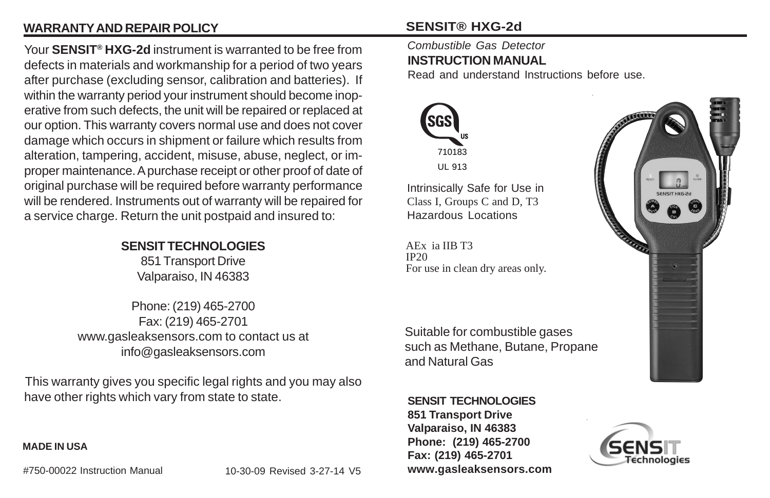## WARRANTY AND REPAIR POLICY

Your **SENSIT® HXG-2d** instrument is warranted to be free from defects in materials and workmanship for a period of two years after purchase (excluding sensor, calibration and batteries). If within the warranty period your instrument should become inoperative from such defects, the unit will be repaired or replaced at our option. This warranty covers normal use and does not cover damage which occurs in shipment or failure which results from alteration, tampering, accident, misuse, abuse, neglect, or improper maintenance. A purchase receipt or other proof of date of original purchase will be required before warranty performance will be rendered. Instruments out of warranty will be repaired for a service charge. Return the unit postpaid and insured to:

**SENSIT TECHNOLOGIES**
851 Transport Drive
Valparaiso, IN 46383

Phone: (219) 465-2700
Fax: (219) 465-2701
www.gasleaksensors.com to contact us at
info@gasleaksensors.com

This warranty gives you specific legal rights and you may also have other rights which vary from state to state.

**MADE IN USA**

#750-00022 Instruction Manual 10-30-09 Revised 3-27-14 V5

## SENSIT® HXG-2d

*Combustible Gas Detector*

**INSTRUCTION MANUAL**

Read and understand Instructions before use.

SGS US
710183
UL 913

Intrinsically Safe for Use in Class I, Groups C and D, T3 Hazardous Locations

AEx ia IIB T3
IP20
For use in clean dry areas only.

Suitable for combustible gases such as Methane, Butane, Propane and Natural Gas

**SENSIT TECHNOLOGIES**
**851 Transport Drive**
**Valparaiso, IN 46383**
**Phone: (219) 465-2700**
**Fax: (219) 465-2701**
**www.gasleaksensors.com**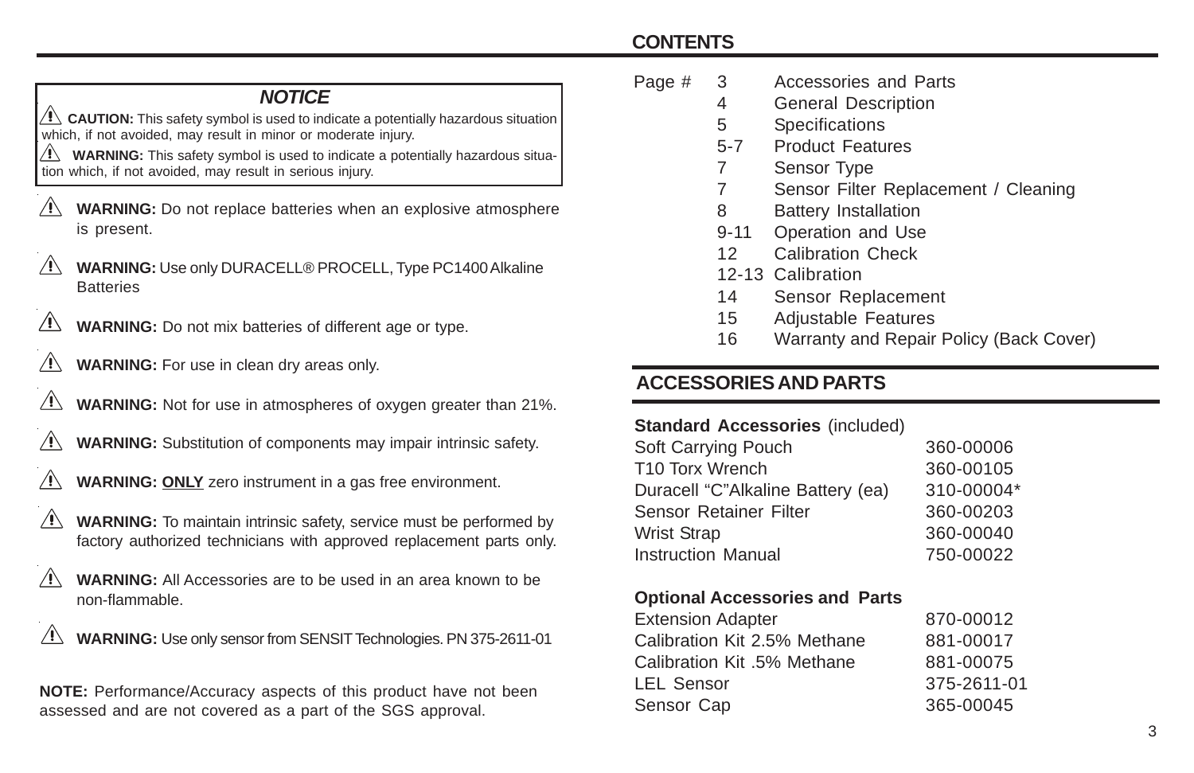## NOTICE

⚠ **CAUTION:** This safety symbol is used to indicate a potentially hazardous situation which, if not avoided, may result in minor or moderate injury.

⚠ **WARNING:** This safety symbol is used to indicate a potentially hazardous situation which, if not avoided, may result in serious injury.

⚠ **WARNING:** Do not replace batteries when an explosive atmosphere is present.

⚠ **WARNING:** Use only DURACELL® PROCELL, Type PC1400 Alkaline Batteries

⚠ **WARNING:** Do not mix batteries of different age or type.

⚠ **WARNING:** For use in clean dry areas only.

⚠ **WARNING:** Not for use in atmospheres of oxygen greater than 21%.

⚠ **WARNING:** Substitution of components may impair intrinsic safety.

⚠ **WARNING: ONLY** zero instrument in a gas free environment.

⚠ **WARNING:** To maintain intrinsic safety, service must be performed by factory authorized technicians with approved replacement parts only.

⚠ **WARNING:** All Accessories are to be used in an area known to be non-flammable.

⚠ **WARNING:** Use only sensor from SENSIT Technologies. PN 375-2611-01

**NOTE:** Performance/Accuracy aspects of this product have not been assessed and are not covered as a part of the SGS approval.

## CONTENTS

| Page # | | |
|---|---|---|
| | 3 | Accessories and Parts |
| | 4 | General Description |
| | 5 | Specifications |
| | 5-7 | Product Features |
| | 7 | Sensor Type |
| | 7 | Sensor Filter Replacement / Cleaning |
| | 8 | Battery Installation |
| | 9-11 | Operation and Use |
| | 12 | Calibration Check |
| | 12-13 | Calibration |
| | 14 | Sensor Replacement |
| | 15 | Adjustable Features |
| | 16 | Warranty and Repair Policy (Back Cover) |

## ACCESSORIES AND PARTS

**Standard Accessories** (included)

| | |
|---|---|
| Soft Carrying Pouch | 360-00006 |
| T10 Torx Wrench | 360-00105 |
| Duracell "C"Alkaline Battery (ea) | 310-00004* |
| Sensor Retainer Filter | 360-00203 |
| Wrist Strap | 360-00040 |
| Instruction Manual | 750-00022 |

**Optional Accessories and Parts**

| | |
|---|---|
| Extension Adapter | 870-00012 |
| Calibration Kit 2.5% Methane | 881-00017 |
| Calibration Kit .5% Methane | 881-00075 |
| LEL Sensor | 375-2611-01 |
| Sensor Cap | 365-00045 |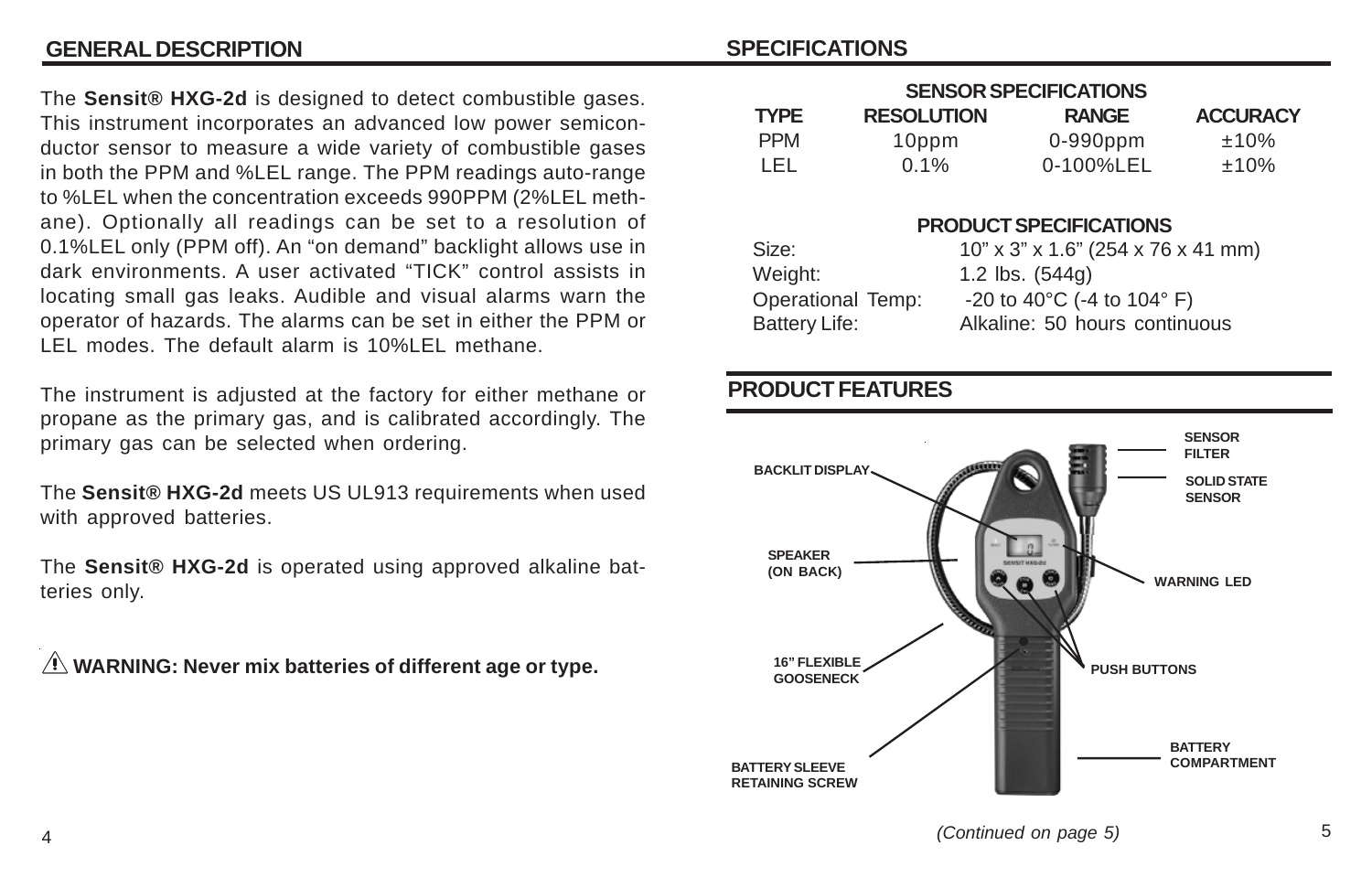## GENERAL DESCRIPTION

The **Sensit® HXG-2d** is designed to detect combustible gases. This instrument incorporates an advanced low power semiconductor sensor to measure a wide variety of combustible gases in both the PPM and %LEL range. The PPM readings auto-range to %LEL when the concentration exceeds 990PPM (2%LEL methane). Optionally all readings can be set to a resolution of 0.1%LEL only (PPM off). An "on demand" backlight allows use in dark environments. A user activated "TICK" control assists in locating small gas leaks. Audible and visual alarms warn the operator of hazards. The alarms can be set in either the PPM or LEL modes. The default alarm is 10%LEL methane.

The instrument is adjusted at the factory for either methane or propane as the primary gas, and is calibrated accordingly. The primary gas can be selected when ordering.

The **Sensit® HXG-2d** meets US UL913 requirements when used with approved batteries.

The **Sensit® HXG-2d** is operated using approved alkaline batteries only.

⚠ **WARNING: Never mix batteries of different age or type.**

## SPECIFICATIONS

### SENSOR SPECIFICATIONS

| TYPE | RESOLUTION | RANGE | ACCURACY |
|---|---|---|---|
| PPM | 10ppm | 0-990ppm | ±10% |
| LEL | 0.1% | 0-100%LEL | ±10% |

### PRODUCT SPECIFICATIONS

| | |
|---|---|
| Size: | 10" x 3" x 1.6" (254 x 76 x 41 mm) |
| Weight: | 1.2 lbs. (544g) |
| Operational Temp: | -20 to 40°C (-4 to 104° F) |
| Battery Life: | Alkaline: 50 hours continuous |

## PRODUCT FEATURES

SENSOR FILTER

SOLID STATE SENSOR

BACKLIT DISPLAY

SPEAKER (ON BACK)

WARNING LED

16" FLEXIBLE GOOSENECK

PUSH BUTTONS

BATTERY COMPARTMENT

BATTERY SLEEVE RETAINING SCREW

*(Continued on page 5)*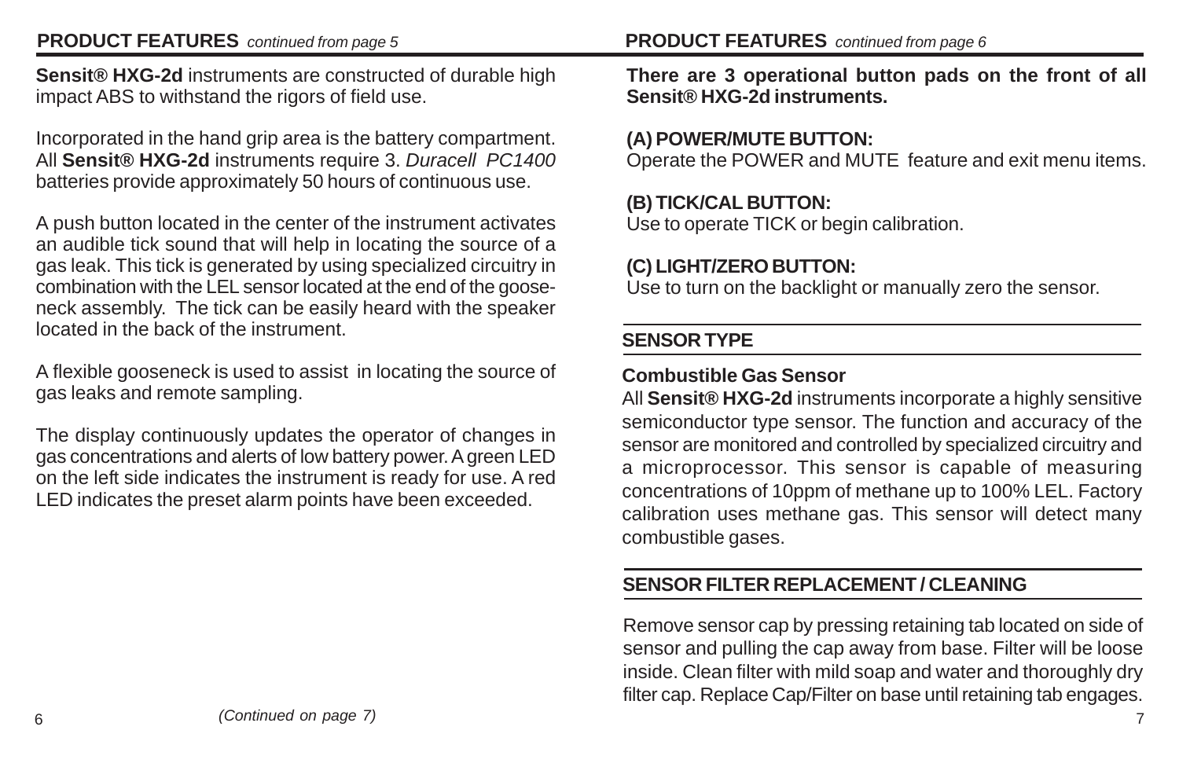## PRODUCT FEATURES *continued from page 5*

**Sensit® HXG-2d** instruments are constructed of durable high impact ABS to withstand the rigors of field use.

Incorporated in the hand grip area is the battery compartment. All **Sensit® HXG-2d** instruments require 3. *Duracell PC1400* batteries provide approximately 50 hours of continuous use.

A push button located in the center of the instrument activates an audible tick sound that will help in locating the source of a gas leak. This tick is generated by using specialized circuitry in combination with the LEL sensor located at the end of the goose-neck assembly. The tick can be easily heard with the speaker located in the back of the instrument.

A flexible gooseneck is used to assist in locating the source of gas leaks and remote sampling.

The display continuously updates the operator of changes in gas concentrations and alerts of low battery power. A green LED on the left side indicates the instrument is ready for use. A red LED indicates the preset alarm points have been exceeded.

*(Continued on page 7)*

## PRODUCT FEATURES *continued from page 6*

**There are 3 operational button pads on the front of all Sensit® HXG-2d instruments.**

**(A) POWER/MUTE BUTTON:**
Operate the POWER and MUTE feature and exit menu items.

**(B) TICK/CAL BUTTON:**
Use to operate TICK or begin calibration.

**(C) LIGHT/ZERO BUTTON:**
Use to turn on the backlight or manually zero the sensor.

## SENSOR TYPE

**Combustible Gas Sensor**

All **Sensit® HXG-2d** instruments incorporate a highly sensitive semiconductor type sensor. The function and accuracy of the sensor are monitored and controlled by specialized circuitry and a microprocessor. This sensor is capable of measuring concentrations of 10ppm of methane up to 100% LEL. Factory calibration uses methane gas. This sensor will detect many combustible gases.

## SENSOR FILTER REPLACEMENT / CLEANING

Remove sensor cap by pressing retaining tab located on side of sensor and pulling the cap away from base. Filter will be loose inside. Clean filter with mild soap and water and thoroughly dry filter cap. Replace Cap/Filter on base until retaining tab engages.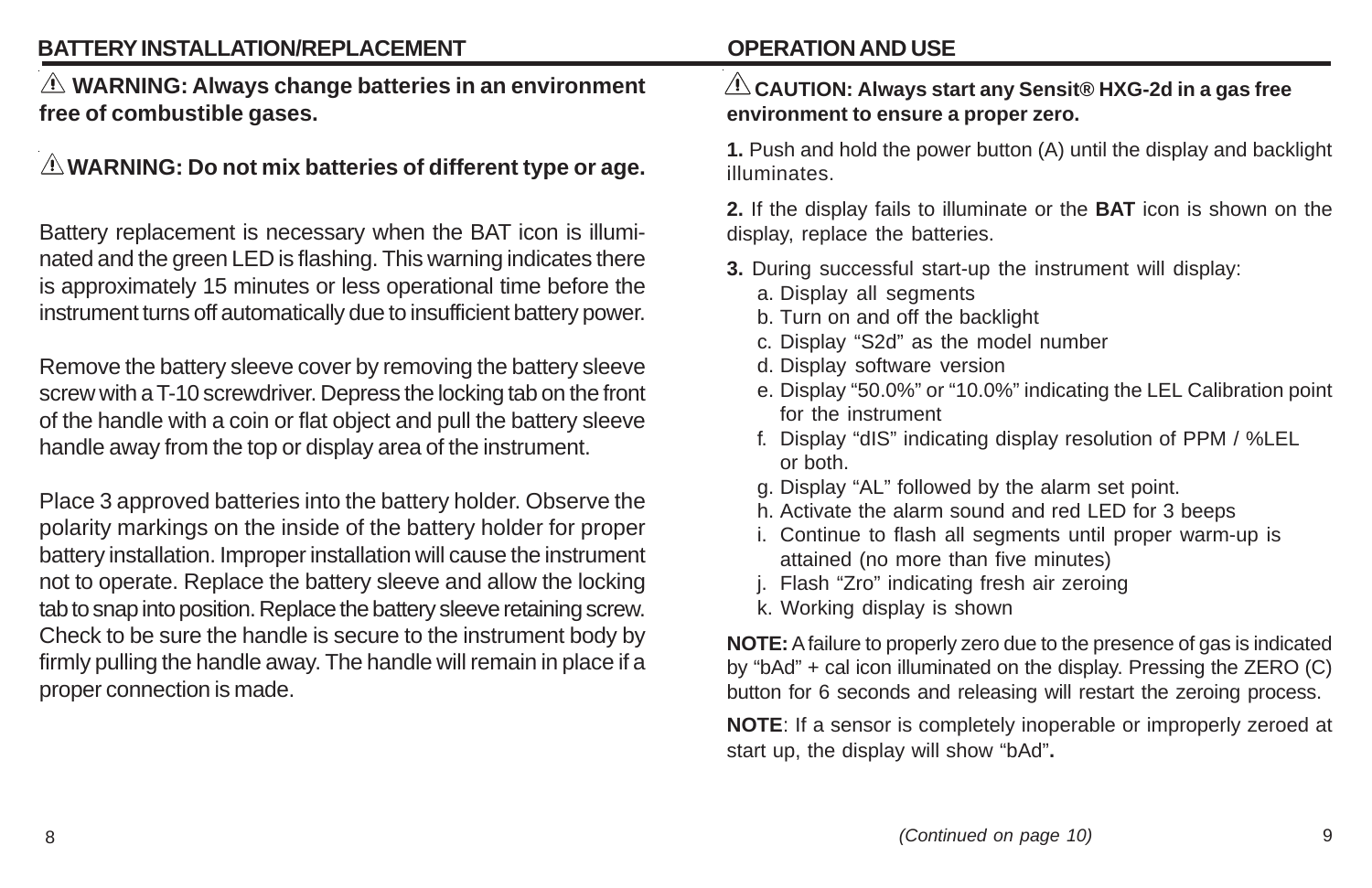## BATTERY INSTALLATION/REPLACEMENT

⚠ **WARNING: Always change batteries in an environment free of combustible gases.**

⚠ **WARNING: Do not mix batteries of different type or age.**

Battery replacement is necessary when the BAT icon is illuminated and the green LED is flashing. This warning indicates there is approximately 15 minutes or less operational time before the instrument turns off automatically due to insufficient battery power.

Remove the battery sleeve cover by removing the battery sleeve screw with a T-10 screwdriver. Depress the locking tab on the front of the handle with a coin or flat object and pull the battery sleeve handle away from the top or display area of the instrument.

Place 3 approved batteries into the battery holder. Observe the polarity markings on the inside of the battery holder for proper battery installation. Improper installation will cause the instrument not to operate. Replace the battery sleeve and allow the locking tab to snap into position. Replace the battery sleeve retaining screw. Check to be sure the handle is secure to the instrument body by firmly pulling the handle away. The handle will remain in place if a proper connection is made.

## OPERATION AND USE

⚠ **CAUTION: Always start any Sensit® HXG-2d in a gas free environment to ensure a proper zero.**

**1.** Push and hold the power button (A) until the display and backlight illuminates.

**2.** If the display fails to illuminate or the **BAT** icon is shown on the display, replace the batteries.

**3.** During successful start-up the instrument will display:

a. Display all segments
b. Turn on and off the backlight
c. Display "S2d" as the model number
d. Display software version
e. Display "50.0%" or "10.0%" indicating the LEL Calibration point for the instrument
f. Display "dIS" indicating display resolution of PPM / %LEL or both.
g. Display "AL" followed by the alarm set point.
h. Activate the alarm sound and red LED for 3 beeps
i. Continue to flash all segments until proper warm-up is attained (no more than five minutes)
j. Flash "Zro" indicating fresh air zeroing
k. Working display is shown

**NOTE:** A failure to properly zero due to the presence of gas is indicated by "bAd" + cal icon illuminated on the display. Pressing the ZERO (C) button for 6 seconds and releasing will restart the zeroing process.

**NOTE**: If a sensor is completely inoperable or improperly zeroed at start up, the display will show "bAd"**.**

*(Continued on page 10)*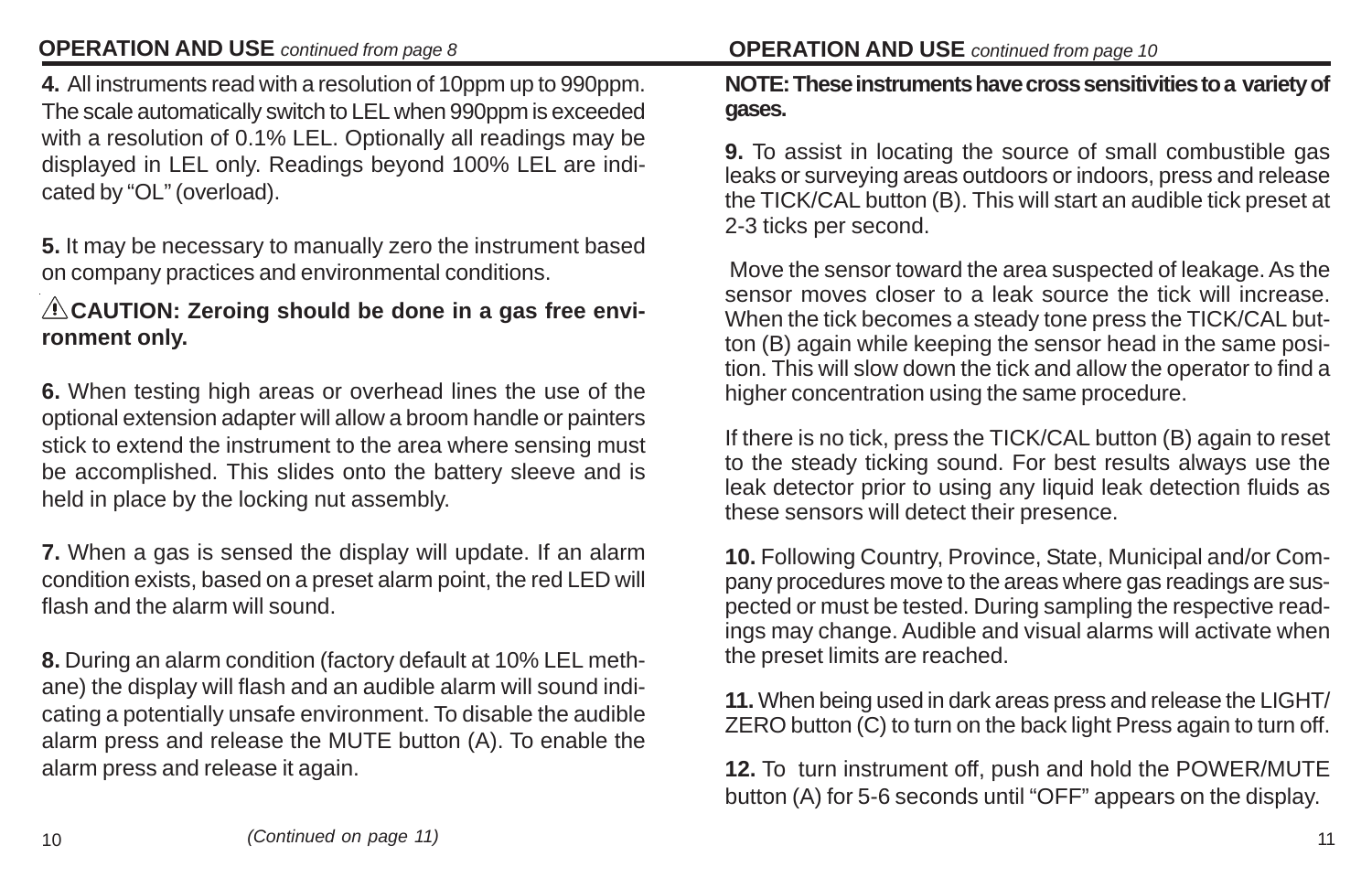## OPERATION AND USE *continued from page 8*

**4.** All instruments read with a resolution of 10ppm up to 990ppm. The scale automatically switch to LEL when 990ppm is exceeded with a resolution of 0.1% LEL. Optionally all readings may be displayed in LEL only. Readings beyond 100% LEL are indicated by “OL” (overload).

**5.** It may be necessary to manually zero the instrument based on company practices and environmental conditions.

⚠**CAUTION: Zeroing should be done in a gas free environment only.**

**6.** When testing high areas or overhead lines the use of the optional extension adapter will allow a broom handle or painters stick to extend the instrument to the area where sensing must be accomplished. This slides onto the battery sleeve and is held in place by the locking nut assembly.

**7.** When a gas is sensed the display will update. If an alarm condition exists, based on a preset alarm point, the red LED will flash and the alarm will sound.

**8.** During an alarm condition (factory default at 10% LEL methane) the display will flash and an audible alarm will sound indicating a potentially unsafe environment. To disable the audible alarm press and release the MUTE button (A). To enable the alarm press and release it again.

*(Continued on page 11)*

## OPERATION AND USE *continued from page 10*

**NOTE: These instruments have cross sensitivities to a variety of gases.**

**9.** To assist in locating the source of small combustible gas leaks or surveying areas outdoors or indoors, press and release the TICK/CAL button (B). This will start an audible tick preset at 2-3 ticks per second.

Move the sensor toward the area suspected of leakage. As the sensor moves closer to a leak source the tick will increase. When the tick becomes a steady tone press the TICK/CAL button (B) again while keeping the sensor head in the same position. This will slow down the tick and allow the operator to find a higher concentration using the same procedure.

If there is no tick, press the TICK/CAL button (B) again to reset to the steady ticking sound. For best results always use the leak detector prior to using any liquid leak detection fluids as these sensors will detect their presence.

**10.** Following Country, Province, State, Municipal and/or Company procedures move to the areas where gas readings are suspected or must be tested. During sampling the respective readings may change. Audible and visual alarms will activate when the preset limits are reached.

**11.** When being used in dark areas press and release the LIGHT/ZERO button (C) to turn on the back light Press again to turn off.

**12.** To turn instrument off, push and hold the POWER/MUTE button (A) for 5-6 seconds until “OFF” appears on the display.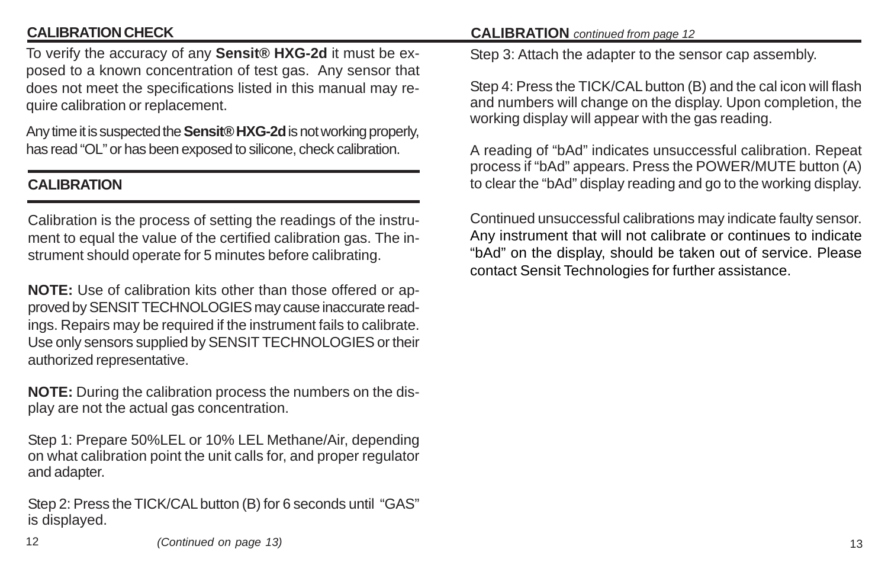## CALIBRATION CHECK

To verify the accuracy of any **Sensit® HXG-2d** it must be exposed to a known concentration of test gas. Any sensor that does not meet the specifications listed in this manual may require calibration or replacement.

Any time it is suspected the **Sensit® HXG-2d** is not working properly, has read "OL" or has been exposed to silicone, check calibration.

## CALIBRATION

Calibration is the process of setting the readings of the instrument to equal the value of the certified calibration gas. The instrument should operate for 5 minutes before calibrating.

**NOTE:** Use of calibration kits other than those offered or approved by SENSIT TECHNOLOGIES may cause inaccurate readings. Repairs may be required if the instrument fails to calibrate. Use only sensors supplied by SENSIT TECHNOLOGIES or their authorized representative.

**NOTE:** During the calibration process the numbers on the display are not the actual gas concentration.

Step 1: Prepare 50%LEL or 10% LEL Methane/Air, depending on what calibration point the unit calls for, and proper regulator and adapter.

Step 2: Press the TICK/CAL button (B) for 6 seconds until "GAS" is displayed.

*(Continued on page 13)*

## CALIBRATION *continued from page 12*

Step 3: Attach the adapter to the sensor cap assembly.

Step 4: Press the TICK/CAL button (B) and the cal icon will flash and numbers will change on the display. Upon completion, the working display will appear with the gas reading.

A reading of "bAd" indicates unsuccessful calibration. Repeat process if "bAd" appears. Press the POWER/MUTE button (A) to clear the "bAd" display reading and go to the working display.

Continued unsuccessful calibrations may indicate faulty sensor. Any instrument that will not calibrate or continues to indicate "bAd" on the display, should be taken out of service. Please contact Sensit Technologies for further assistance.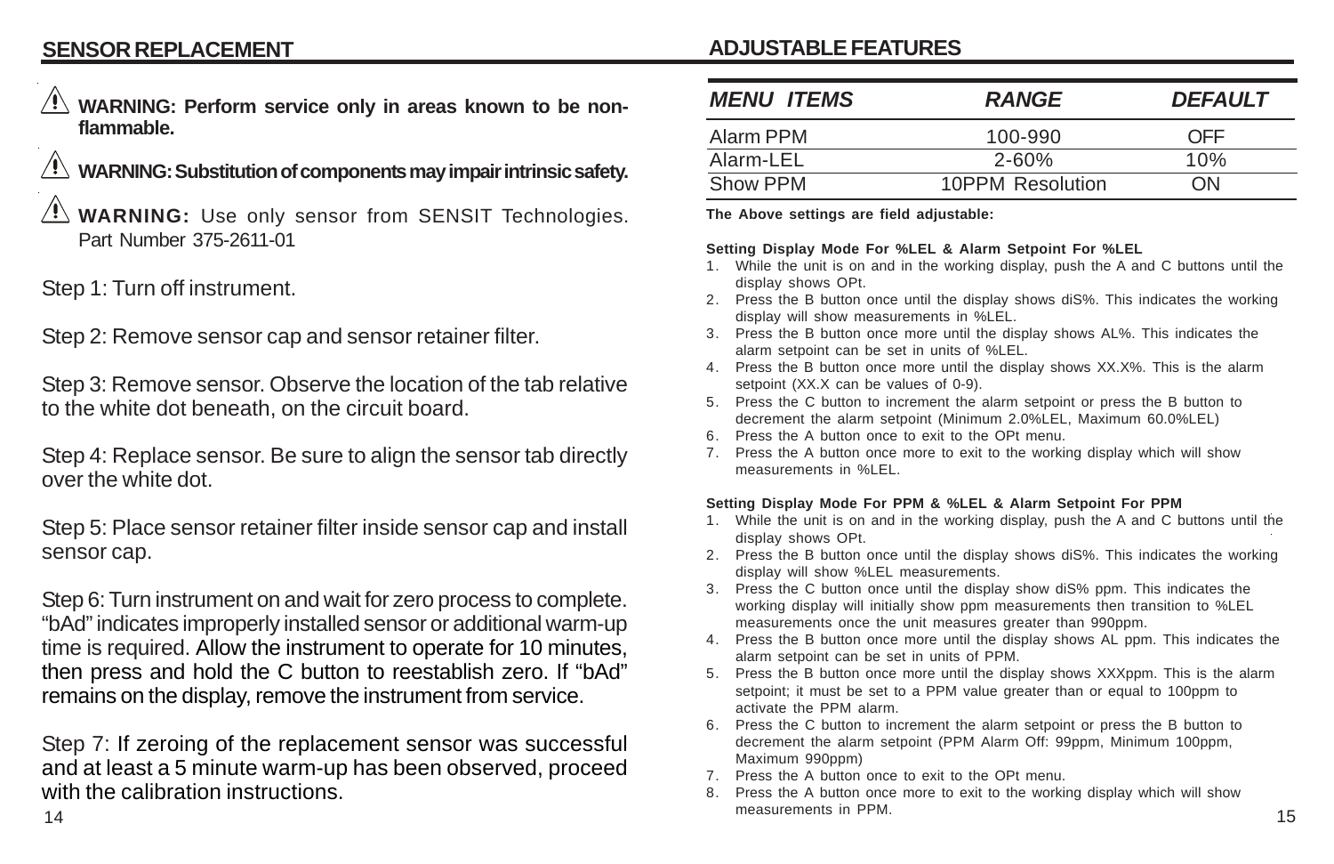## SENSOR REPLACEMENT

⚠ **WARNING: Perform service only in areas known to be non-flammable.**

⚠ **WARNING: Substitution of components may impair intrinsic safety.**

⚠ **WARNING:** Use only sensor from SENSIT Technologies. Part Number 375-2611-01

Step 1: Turn off instrument.

Step 2: Remove sensor cap and sensor retainer filter.

Step 3: Remove sensor. Observe the location of the tab relative to the white dot beneath, on the circuit board.

Step 4: Replace sensor. Be sure to align the sensor tab directly over the white dot.

Step 5: Place sensor retainer filter inside sensor cap and install sensor cap.

Step 6: Turn instrument on and wait for zero process to complete. "bAd" indicates improperly installed sensor or additional warm-up time is required. Allow the instrument to operate for 10 minutes, then press and hold the C button to reestablish zero. If "bAd" remains on the display, remove the instrument from service.

Step 7: If zeroing of the replacement sensor was successful and at least a 5 minute warm-up has been observed, proceed with the calibration instructions.

## ADJUSTABLE FEATURES

| *MENU ITEMS* | *RANGE* | *DEFAULT* |
|---|---|---|
| Alarm PPM | 100-990 | OFF |
| Alarm-LEL | 2-60% | 10% |
| Show PPM | 10PPM Resolution | ON |

**The Above settings are field adjustable:**

**Setting Display Mode For %LEL & Alarm Setpoint For %LEL**

1. While the unit is on and in the working display, push the A and C buttons until the display shows OPt.
2. Press the B button once until the display shows diS%. This indicates the working display will show measurements in %LEL.
3. Press the B button once more until the display shows AL%. This indicates the alarm setpoint can be set in units of %LEL.
4. Press the B button once more until the display shows XX.X%. This is the alarm setpoint (XX.X can be values of 0-9).
5. Press the C button to increment the alarm setpoint or press the B button to decrement the alarm setpoint (Minimum 2.0%LEL, Maximum 60.0%LEL)
6. Press the A button once to exit to the OPt menu.
7. Press the A button once more to exit to the working display which will show measurements in %LEL.

**Setting Display Mode For PPM & %LEL & Alarm Setpoint For PPM**

1. While the unit is on and in the working display, push the A and C buttons until the display shows OPt.
2. Press the B button once until the display shows diS%. This indicates the working display will show %LEL measurements.
3. Press the C button once until the display show diS% ppm. This indicates the working display will initially show ppm measurements then transition to %LEL measurements once the unit measures greater than 990ppm.
4. Press the B button once more until the display shows AL ppm. This indicates the alarm setpoint can be set in units of PPM.
5. Press the B button once more until the display shows XXXppm. This is the alarm setpoint; it must be set to a PPM value greater than or equal to 100ppm to activate the PPM alarm.
6. Press the C button to increment the alarm setpoint or press the B button to decrement the alarm setpoint (PPM Alarm Off: 99ppm, Minimum 100ppm, Maximum 990ppm)
7. Press the A button once to exit to the OPt menu.
8. Press the A button once more to exit to the working display which will show measurements in PPM.